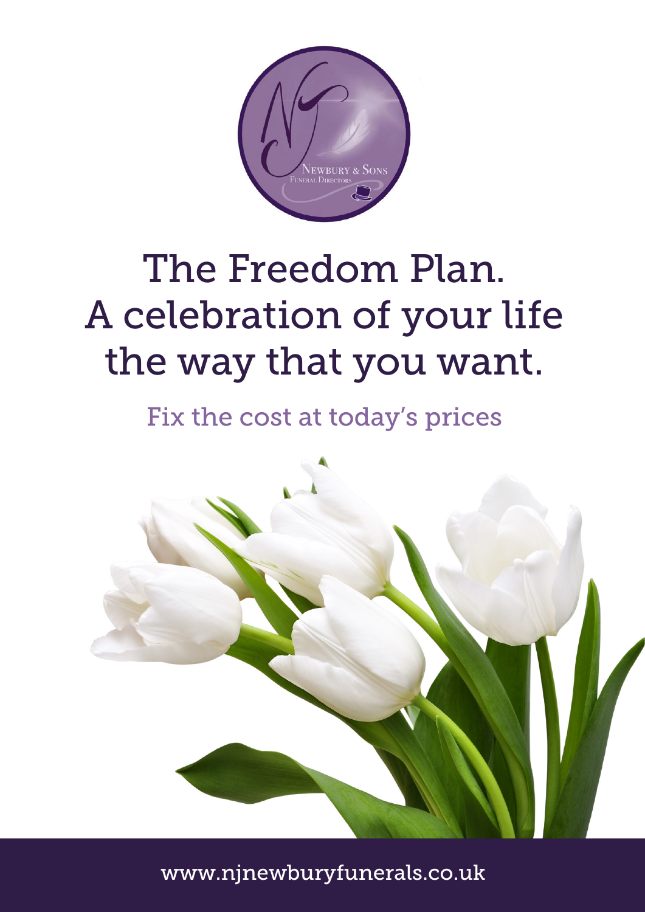# The Freedom Plan. A celebration of your life the way that you want.

## Fix the cost at today's prices

www.njnewburyfunerals.co.uk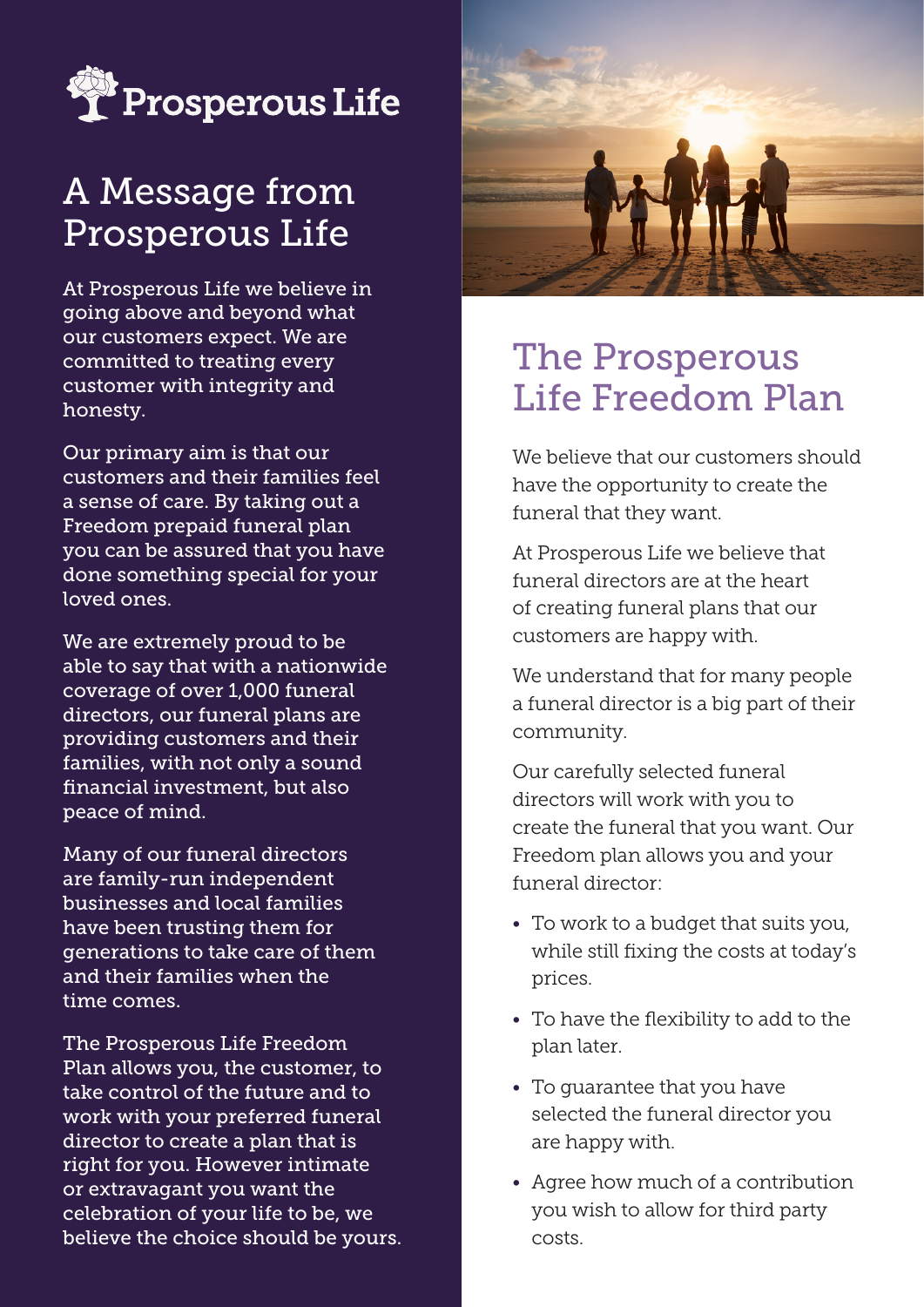Prosperous Life

# A Message from Prosperous Life

At Prosperous Life we believe in going above and beyond what our customers expect. We are committed to treating every customer with integrity and honesty.

Our primary aim is that our customers and their families feel a sense of care. By taking out a Freedom prepaid funeral plan you can be assured that you have done something special for your loved ones.

We are extremely proud to be able to say that with a nationwide coverage of over 1,000 funeral directors, our funeral plans are providing customers and their families, with not only a sound financial investment, but also peace of mind.

Many of our funeral directors are family-run independent businesses and local families have been trusting them for generations to take care of them and their families when the time comes.

The Prosperous Life Freedom Plan allows you, the customer, to take control of the future and to work with your preferred funeral director to create a plan that is right for you. However intimate or extravagant you want the celebration of your life to be, we believe the choice should be yours.

# The Prosperous Life Freedom Plan

We believe that our customers should have the opportunity to create the funeral that they want.

At Prosperous Life we believe that funeral directors are at the heart of creating funeral plans that our customers are happy with.

We understand that for many people a funeral director is a big part of their community.

Our carefully selected funeral directors will work with you to create the funeral that you want. Our Freedom plan allows you and your funeral director:

- To work to a budget that suits you, while still fixing the costs at today's prices.
- To have the flexibility to add to the plan later.
- To guarantee that you have selected the funeral director you are happy with.
- Agree how much of a contribution you wish to allow for third party costs.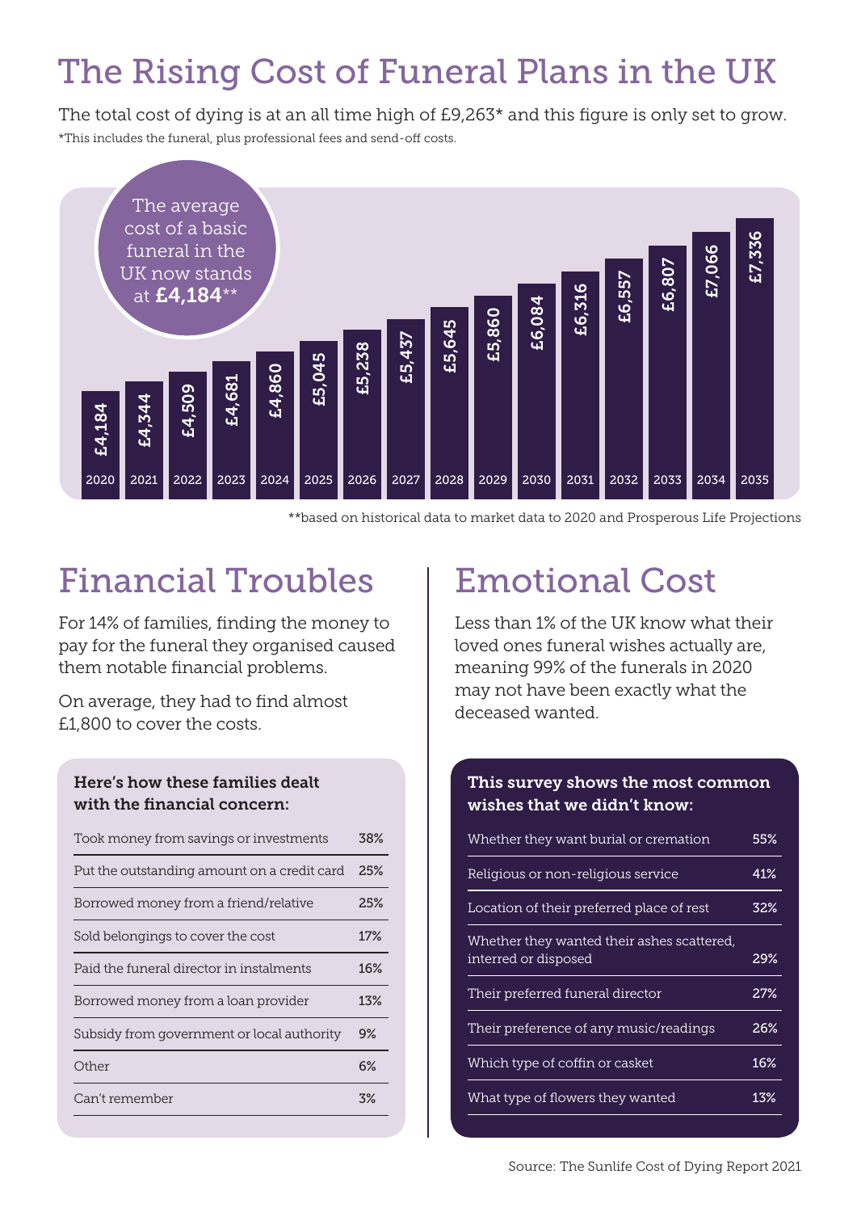# The Rising Cost of Funeral Plans in the UK

The total cost of dying is at an all time high of £9,263* and this figure is only set to grow.

*This includes the funeral, plus professional fees and send-off costs.

The average cost of a basic funeral in the UK now stands at **£4,184****

| Year | Cost |
|---|---|
| 2020 | £4,184 |
| 2021 | £4,344 |
| 2022 | £4,509 |
| 2023 | £4,681 |
| 2024 | £4,860 |
| 2025 | £5,045 |
| 2026 | £5,238 |
| 2027 | £5,437 |
| 2028 | £5,645 |
| 2029 | £5,860 |
| 2030 | £6,084 |
| 2031 | £6,316 |
| 2032 | £6,557 |
| 2033 | £6,807 |
| 2034 | £7,066 |
| 2035 | £7,336 |

**based on historical data to market data to 2020 and Prosperous Life Projections

## Financial Troubles

For 14% of families, finding the money to pay for the funeral they organised caused them notable financial problems.

On average, they had to find almost £1,800 to cover the costs.

**Here's how these families dealt with the financial concern:**

| Method | % |
|---|---|
| Took money from savings or investments | 38% |
| Put the outstanding amount on a credit card | 25% |
| Borrowed money from a friend/relative | 25% |
| Sold belongings to cover the cost | 17% |
| Paid the funeral director in instalments | 16% |
| Borrowed money from a loan provider | 13% |
| Subsidy from government or local authority | 9% |
| Other | 6% |
| Can't remember | 3% |

## Emotional Cost

Less than 1% of the UK know what their loved ones funeral wishes actually are, meaning 99% of the funerals in 2020 may not have been exactly what the deceased wanted.

**This survey shows the most common wishes that we didn't know:**

| Wish | % |
|---|---|
| Whether they want burial or cremation | 55% |
| Religious or non-religious service | 41% |
| Location of their preferred place of rest | 32% |
| Whether they wanted their ashes scattered, interred or disposed | 29% |
| Their preferred funeral director | 27% |
| Their preference of any music/readings | 26% |
| Which type of coffin or casket | 16% |
| What type of flowers they wanted | 13% |

Source: The Sunlife Cost of Dying Report 2021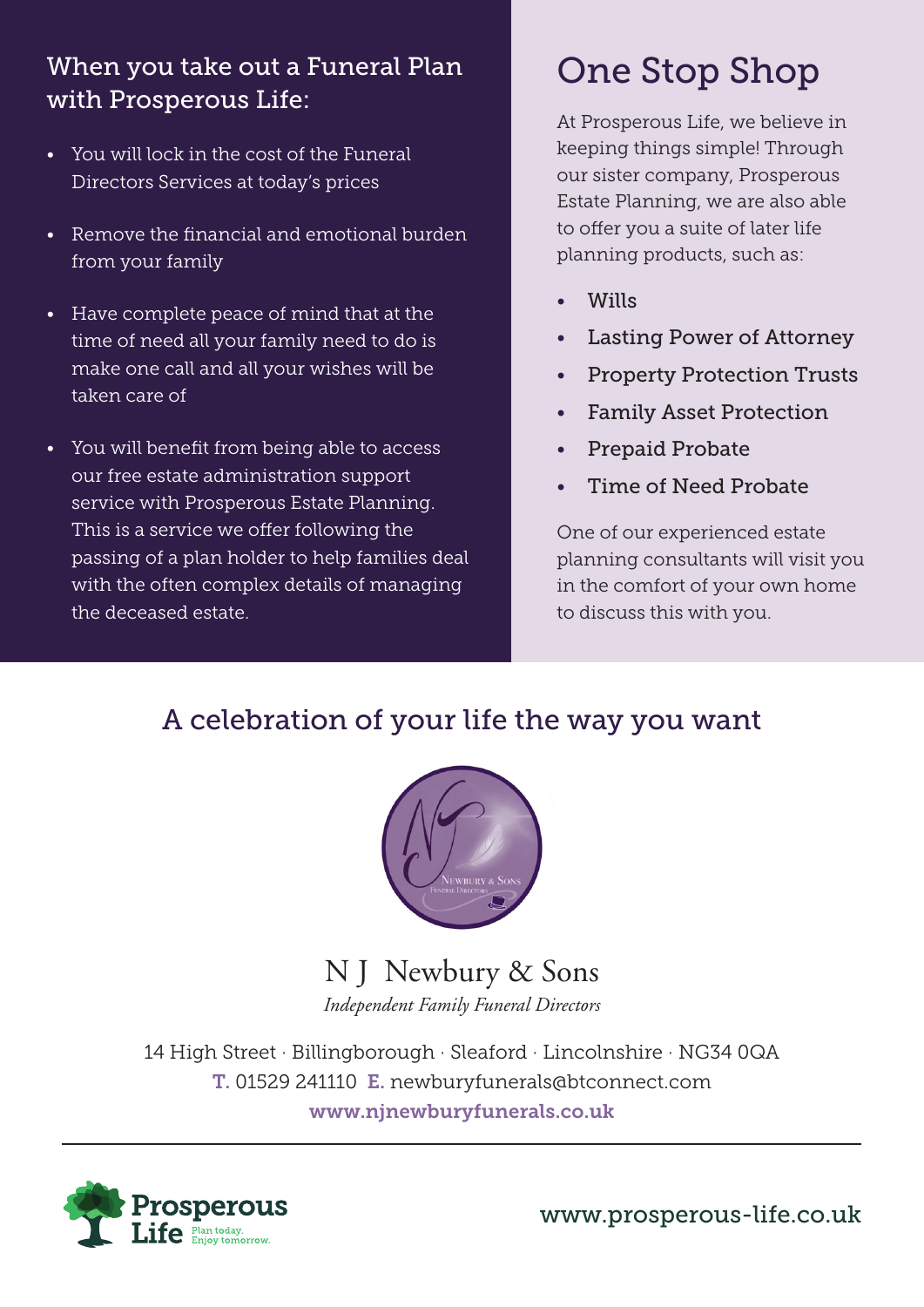## When you take out a Funeral Plan with Prosperous Life:

- You will lock in the cost of the Funeral Directors Services at today's prices
- Remove the financial and emotional burden from your family
- Have complete peace of mind that at the time of need all your family need to do is make one call and all your wishes will be taken care of
- You will benefit from being able to access our free estate administration support service with Prosperous Estate Planning. This is a service we offer following the passing of a plan holder to help families deal with the often complex details of managing the deceased estate.

# One Stop Shop

At Prosperous Life, we believe in keeping things simple! Through our sister company, Prosperous Estate Planning, we are also able to offer you a suite of later life planning products, such as:

- Wills
- Lasting Power of Attorney
- Property Protection Trusts
- Family Asset Protection
- Prepaid Probate
- Time of Need Probate

One of our experienced estate planning consultants will visit you in the comfort of your own home to discuss this with you.

## A celebration of your life the way you want

NEWBURY & SONS
FUNERAL DIRECTORS

N J Newbury & Sons

*Independent Family Funeral Directors*

14 High Street · Billingborough · Sleaford · Lincolnshire · NG34 0QA

**T.** 01529 241110 **E.** newburyfunerals@btconnect.com

**www.njnewburyfunerals.co.uk**

---

**Prosperous Life** Plan today. Enjoy tomorrow.

www.prosperous-life.co.uk